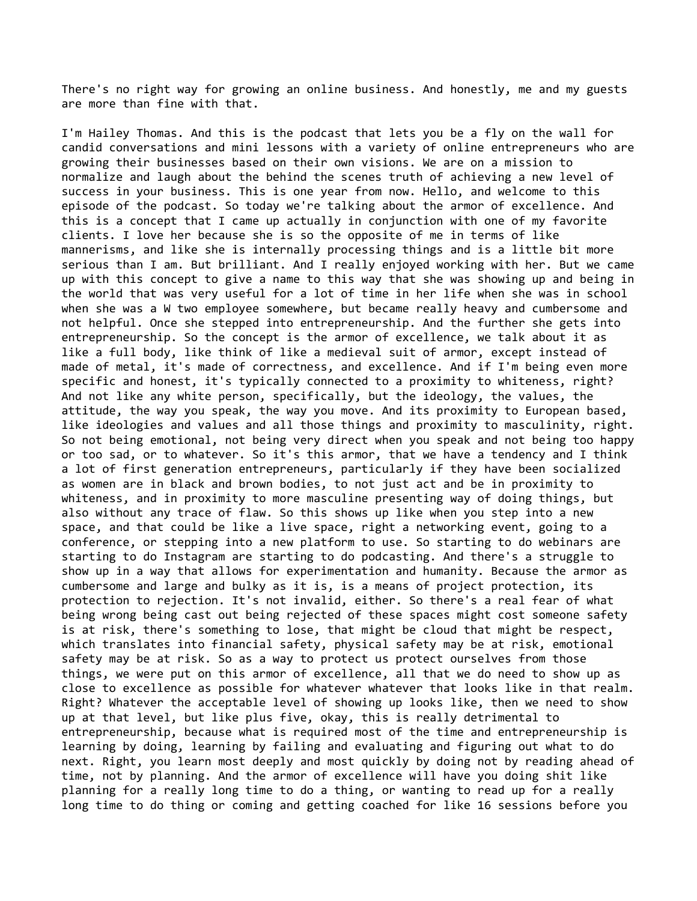There's no right way for growing an online business. And honestly, me and my guests are more than fine with that.

I'm Hailey Thomas. And this is the podcast that lets you be a fly on the wall for candid conversations and mini lessons with a variety of online entrepreneurs who are growing their businesses based on their own visions. We are on a mission to normalize and laugh about the behind the scenes truth of achieving a new level of success in your business. This is one year from now. Hello, and welcome to this episode of the podcast. So today we're talking about the armor of excellence. And this is a concept that I came up actually in conjunction with one of my favorite clients. I love her because she is so the opposite of me in terms of like mannerisms, and like she is internally processing things and is a little bit more serious than I am. But brilliant. And I really enjoyed working with her. But we came up with this concept to give a name to this way that she was showing up and being in the world that was very useful for a lot of time in her life when she was in school when she was a W two employee somewhere, but became really heavy and cumbersome and not helpful. Once she stepped into entrepreneurship. And the further she gets into entrepreneurship. So the concept is the armor of excellence, we talk about it as like a full body, like think of like a medieval suit of armor, except instead of made of metal, it's made of correctness, and excellence. And if I'm being even more specific and honest, it's typically connected to a proximity to whiteness, right? And not like any white person, specifically, but the ideology, the values, the attitude, the way you speak, the way you move. And its proximity to European based, like ideologies and values and all those things and proximity to masculinity, right. So not being emotional, not being very direct when you speak and not being too happy or too sad, or to whatever. So it's this armor, that we have a tendency and I think a lot of first generation entrepreneurs, particularly if they have been socialized as women are in black and brown bodies, to not just act and be in proximity to whiteness, and in proximity to more masculine presenting way of doing things, but also without any trace of flaw. So this shows up like when you step into a new space, and that could be like a live space, right a networking event, going to a conference, or stepping into a new platform to use. So starting to do webinars are starting to do Instagram are starting to do podcasting. And there's a struggle to show up in a way that allows for experimentation and humanity. Because the armor as cumbersome and large and bulky as it is, is a means of project protection, its protection to rejection. It's not invalid, either. So there's a real fear of what being wrong being cast out being rejected of these spaces might cost someone safety is at risk, there's something to lose, that might be cloud that might be respect, which translates into financial safety, physical safety may be at risk, emotional safety may be at risk. So as a way to protect us protect ourselves from those things, we were put on this armor of excellence, all that we do need to show up as close to excellence as possible for whatever whatever that looks like in that realm. Right? Whatever the acceptable level of showing up looks like, then we need to show up at that level, but like plus five, okay, this is really detrimental to entrepreneurship, because what is required most of the time and entrepreneurship is learning by doing, learning by failing and evaluating and figuring out what to do next. Right, you learn most deeply and most quickly by doing not by reading ahead of time, not by planning. And the armor of excellence will have you doing shit like planning for a really long time to do a thing, or wanting to read up for a really long time to do thing or coming and getting coached for like 16 sessions before you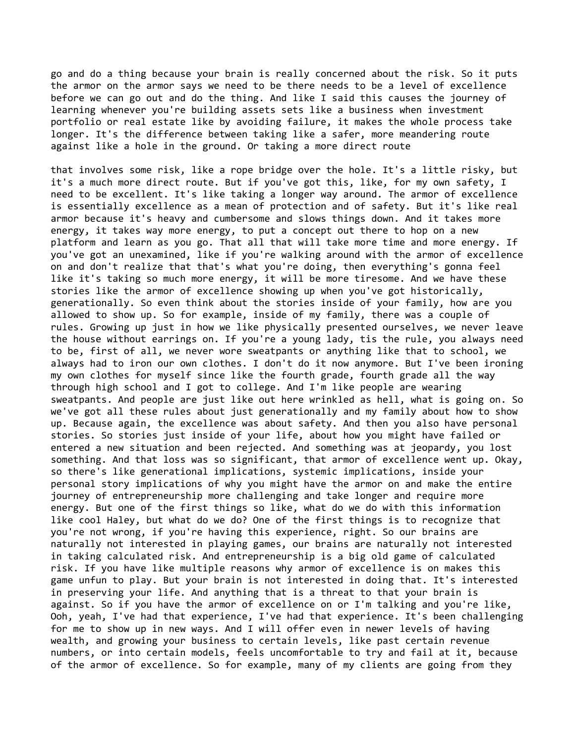go and do a thing because your brain is really concerned about the risk. So it puts the armor on the armor says we need to be there needs to be a level of excellence before we can go out and do the thing. And like I said this causes the journey of learning whenever you're building assets sets like a business when investment portfolio or real estate like by avoiding failure, it makes the whole process take longer. It's the difference between taking like a safer, more meandering route against like a hole in the ground. Or taking a more direct route

that involves some risk, like a rope bridge over the hole. It's a little risky, but it's a much more direct route. But if you've got this, like, for my own safety, I need to be excellent. It's like taking a longer way around. The armor of excellence is essentially excellence as a mean of protection and of safety. But it's like real armor because it's heavy and cumbersome and slows things down. And it takes more energy, it takes way more energy, to put a concept out there to hop on a new platform and learn as you go. That all that will take more time and more energy. If you've got an unexamined, like if you're walking around with the armor of excellence on and don't realize that that's what you're doing, then everything's gonna feel like it's taking so much more energy, it will be more tiresome. And we have these stories like the armor of excellence showing up when you've got historically, generationally. So even think about the stories inside of your family, how are you allowed to show up. So for example, inside of my family, there was a couple of rules. Growing up just in how we like physically presented ourselves, we never leave the house without earrings on. If you're a young lady, tis the rule, you always need to be, first of all, we never wore sweatpants or anything like that to school, we always had to iron our own clothes. I don't do it now anymore. But I've been ironing my own clothes for myself since like the fourth grade, fourth grade all the way through high school and I got to college. And I'm like people are wearing sweatpants. And people are just like out here wrinkled as hell, what is going on. So we've got all these rules about just generationally and my family about how to show up. Because again, the excellence was about safety. And then you also have personal stories. So stories just inside of your life, about how you might have failed or entered a new situation and been rejected. And something was at jeopardy, you lost something. And that loss was so significant, that armor of excellence went up. Okay, so there's like generational implications, systemic implications, inside your personal story implications of why you might have the armor on and make the entire journey of entrepreneurship more challenging and take longer and require more energy. But one of the first things so like, what do we do with this information like cool Haley, but what do we do? One of the first things is to recognize that you're not wrong, if you're having this experience, right. So our brains are naturally not interested in playing games, our brains are naturally not interested in taking calculated risk. And entrepreneurship is a big old game of calculated risk. If you have like multiple reasons why armor of excellence is on makes this game unfun to play. But your brain is not interested in doing that. It's interested in preserving your life. And anything that is a threat to that your brain is against. So if you have the armor of excellence on or I'm talking and you're like, Ooh, yeah, I've had that experience, I've had that experience. It's been challenging for me to show up in new ways. And I will offer even in newer levels of having wealth, and growing your business to certain levels, like past certain revenue numbers, or into certain models, feels uncomfortable to try and fail at it, because of the armor of excellence. So for example, many of my clients are going from they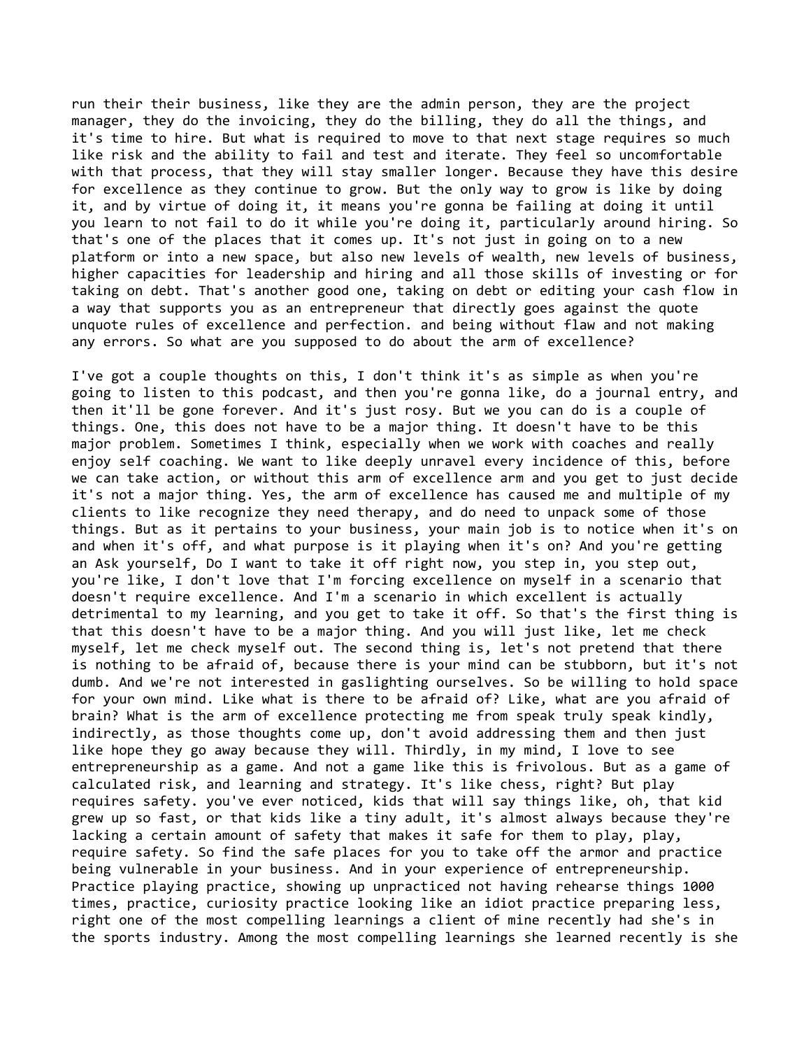run their their business, like they are the admin person, they are the project manager, they do the invoicing, they do the billing, they do all the things, and it's time to hire. But what is required to move to that next stage requires so much like risk and the ability to fail and test and iterate. They feel so uncomfortable with that process, that they will stay smaller longer. Because they have this desire for excellence as they continue to grow. But the only way to grow is like by doing it, and by virtue of doing it, it means you're gonna be failing at doing it until you learn to not fail to do it while you're doing it, particularly around hiring. So that's one of the places that it comes up. It's not just in going on to a new platform or into a new space, but also new levels of wealth, new levels of business, higher capacities for leadership and hiring and all those skills of investing or for taking on debt. That's another good one, taking on debt or editing your cash flow in a way that supports you as an entrepreneur that directly goes against the quote unquote rules of excellence and perfection. and being without flaw and not making any errors. So what are you supposed to do about the arm of excellence?

I've got a couple thoughts on this, I don't think it's as simple as when you're going to listen to this podcast, and then you're gonna like, do a journal entry, and then it'll be gone forever. And it's just rosy. But we you can do is a couple of things. One, this does not have to be a major thing. It doesn't have to be this major problem. Sometimes I think, especially when we work with coaches and really enjoy self coaching. We want to like deeply unravel every incidence of this, before we can take action, or without this arm of excellence arm and you get to just decide it's not a major thing. Yes, the arm of excellence has caused me and multiple of my clients to like recognize they need therapy, and do need to unpack some of those things. But as it pertains to your business, your main job is to notice when it's on and when it's off, and what purpose is it playing when it's on? And you're getting an Ask yourself, Do I want to take it off right now, you step in, you step out, you're like, I don't love that I'm forcing excellence on myself in a scenario that doesn't require excellence. And I'm a scenario in which excellent is actually detrimental to my learning, and you get to take it off. So that's the first thing is that this doesn't have to be a major thing. And you will just like, let me check myself, let me check myself out. The second thing is, let's not pretend that there is nothing to be afraid of, because there is your mind can be stubborn, but it's not dumb. And we're not interested in gaslighting ourselves. So be willing to hold space for your own mind. Like what is there to be afraid of? Like, what are you afraid of brain? What is the arm of excellence protecting me from speak truly speak kindly, indirectly, as those thoughts come up, don't avoid addressing them and then just like hope they go away because they will. Thirdly, in my mind, I love to see entrepreneurship as a game. And not a game like this is frivolous. But as a game of calculated risk, and learning and strategy. It's like chess, right? But play requires safety. you've ever noticed, kids that will say things like, oh, that kid grew up so fast, or that kids like a tiny adult, it's almost always because they're lacking a certain amount of safety that makes it safe for them to play, play, require safety. So find the safe places for you to take off the armor and practice being vulnerable in your business. And in your experience of entrepreneurship. Practice playing practice, showing up unpracticed not having rehearse things 1000 times, practice, curiosity practice looking like an idiot practice preparing less, right one of the most compelling learnings a client of mine recently had she's in the sports industry. Among the most compelling learnings she learned recently is she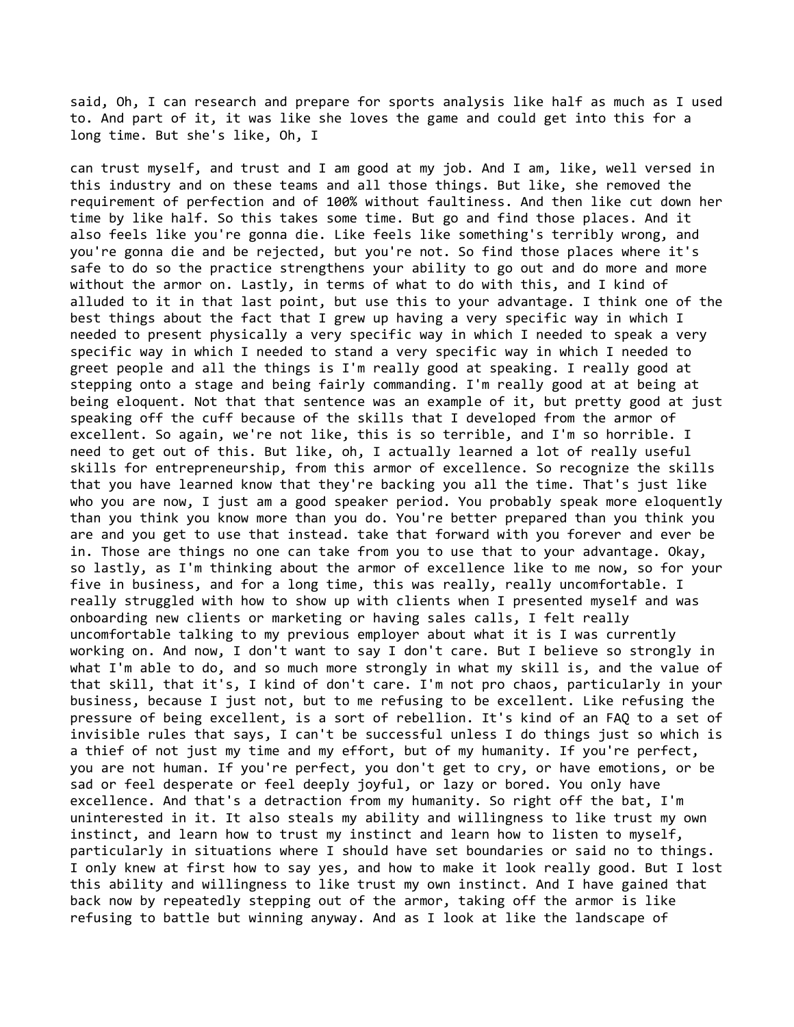said, Oh, I can research and prepare for sports analysis like half as much as I used to. And part of it, it was like she loves the game and could get into this for a long time. But she's like, Oh, I

can trust myself, and trust and I am good at my job. And I am, like, well versed in this industry and on these teams and all those things. But like, she removed the requirement of perfection and of 100% without faultiness. And then like cut down her time by like half. So this takes some time. But go and find those places. And it also feels like you're gonna die. Like feels like something's terribly wrong, and you're gonna die and be rejected, but you're not. So find those places where it's safe to do so the practice strengthens your ability to go out and do more and more without the armor on. Lastly, in terms of what to do with this, and I kind of alluded to it in that last point, but use this to your advantage. I think one of the best things about the fact that I grew up having a very specific way in which I needed to present physically a very specific way in which I needed to speak a very specific way in which I needed to stand a very specific way in which I needed to greet people and all the things is I'm really good at speaking. I really good at stepping onto a stage and being fairly commanding. I'm really good at at being at being eloquent. Not that that sentence was an example of it, but pretty good at just speaking off the cuff because of the skills that I developed from the armor of excellent. So again, we're not like, this is so terrible, and I'm so horrible. I need to get out of this. But like, oh, I actually learned a lot of really useful skills for entrepreneurship, from this armor of excellence. So recognize the skills that you have learned know that they're backing you all the time. That's just like who you are now, I just am a good speaker period. You probably speak more eloquently than you think you know more than you do. You're better prepared than you think you are and you get to use that instead. take that forward with you forever and ever be in. Those are things no one can take from you to use that to your advantage. Okay, so lastly, as I'm thinking about the armor of excellence like to me now, so for your five in business, and for a long time, this was really, really uncomfortable. I really struggled with how to show up with clients when I presented myself and was onboarding new clients or marketing or having sales calls, I felt really uncomfortable talking to my previous employer about what it is I was currently working on. And now, I don't want to say I don't care. But I believe so strongly in what I'm able to do, and so much more strongly in what my skill is, and the value of that skill, that it's, I kind of don't care. I'm not pro chaos, particularly in your business, because I just not, but to me refusing to be excellent. Like refusing the pressure of being excellent, is a sort of rebellion. It's kind of an FAQ to a set of invisible rules that says, I can't be successful unless I do things just so which is a thief of not just my time and my effort, but of my humanity. If you're perfect, you are not human. If you're perfect, you don't get to cry, or have emotions, or be sad or feel desperate or feel deeply joyful, or lazy or bored. You only have excellence. And that's a detraction from my humanity. So right off the bat, I'm uninterested in it. It also steals my ability and willingness to like trust my own instinct, and learn how to trust my instinct and learn how to listen to myself, particularly in situations where I should have set boundaries or said no to things. I only knew at first how to say yes, and how to make it look really good. But I lost this ability and willingness to like trust my own instinct. And I have gained that back now by repeatedly stepping out of the armor, taking off the armor is like refusing to battle but winning anyway. And as I look at like the landscape of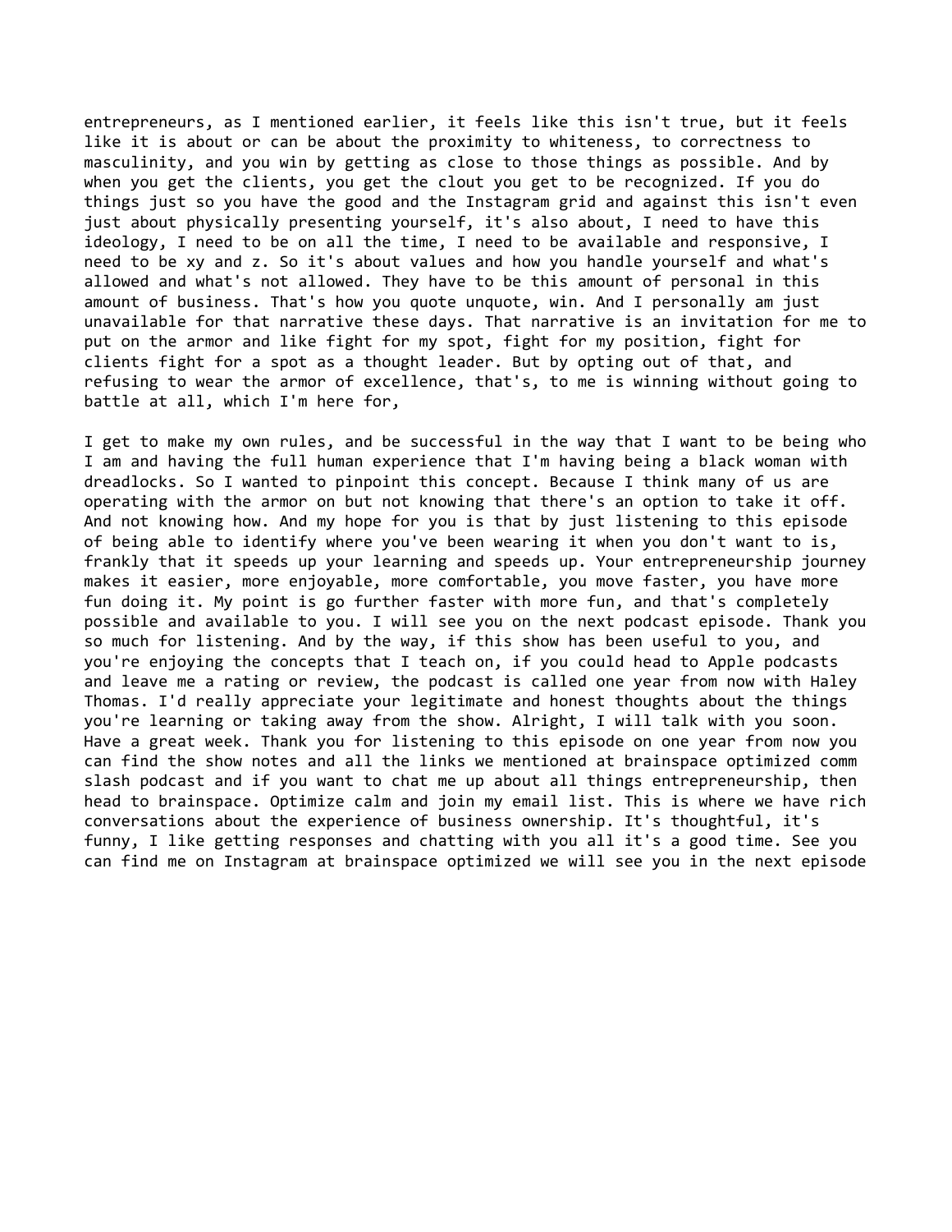entrepreneurs, as I mentioned earlier, it feels like this isn't true, but it feels like it is about or can be about the proximity to whiteness, to correctness to masculinity, and you win by getting as close to those things as possible. And by when you get the clients, you get the clout you get to be recognized. If you do things just so you have the good and the Instagram grid and against this isn't even just about physically presenting yourself, it's also about, I need to have this ideology, I need to be on all the time, I need to be available and responsive, I need to be xy and z. So it's about values and how you handle yourself and what's allowed and what's not allowed. They have to be this amount of personal in this amount of business. That's how you quote unquote, win. And I personally am just unavailable for that narrative these days. That narrative is an invitation for me to put on the armor and like fight for my spot, fight for my position, fight for clients fight for a spot as a thought leader. But by opting out of that, and refusing to wear the armor of excellence, that's, to me is winning without going to battle at all, which I'm here for,

I get to make my own rules, and be successful in the way that I want to be being who I am and having the full human experience that I'm having being a black woman with dreadlocks. So I wanted to pinpoint this concept. Because I think many of us are operating with the armor on but not knowing that there's an option to take it off. And not knowing how. And my hope for you is that by just listening to this episode of being able to identify where you've been wearing it when you don't want to is, frankly that it speeds up your learning and speeds up. Your entrepreneurship journey makes it easier, more enjoyable, more comfortable, you move faster, you have more fun doing it. My point is go further faster with more fun, and that's completely possible and available to you. I will see you on the next podcast episode. Thank you so much for listening. And by the way, if this show has been useful to you, and you're enjoying the concepts that I teach on, if you could head to Apple podcasts and leave me a rating or review, the podcast is called one year from now with Haley Thomas. I'd really appreciate your legitimate and honest thoughts about the things you're learning or taking away from the show. Alright, I will talk with you soon. Have a great week. Thank you for listening to this episode on one year from now you can find the show notes and all the links we mentioned at brainspace optimized comm slash podcast and if you want to chat me up about all things entrepreneurship, then head to brainspace. Optimize calm and join my email list. This is where we have rich conversations about the experience of business ownership. It's thoughtful, it's funny, I like getting responses and chatting with you all it's a good time. See you can find me on Instagram at brainspace optimized we will see you in the next episode